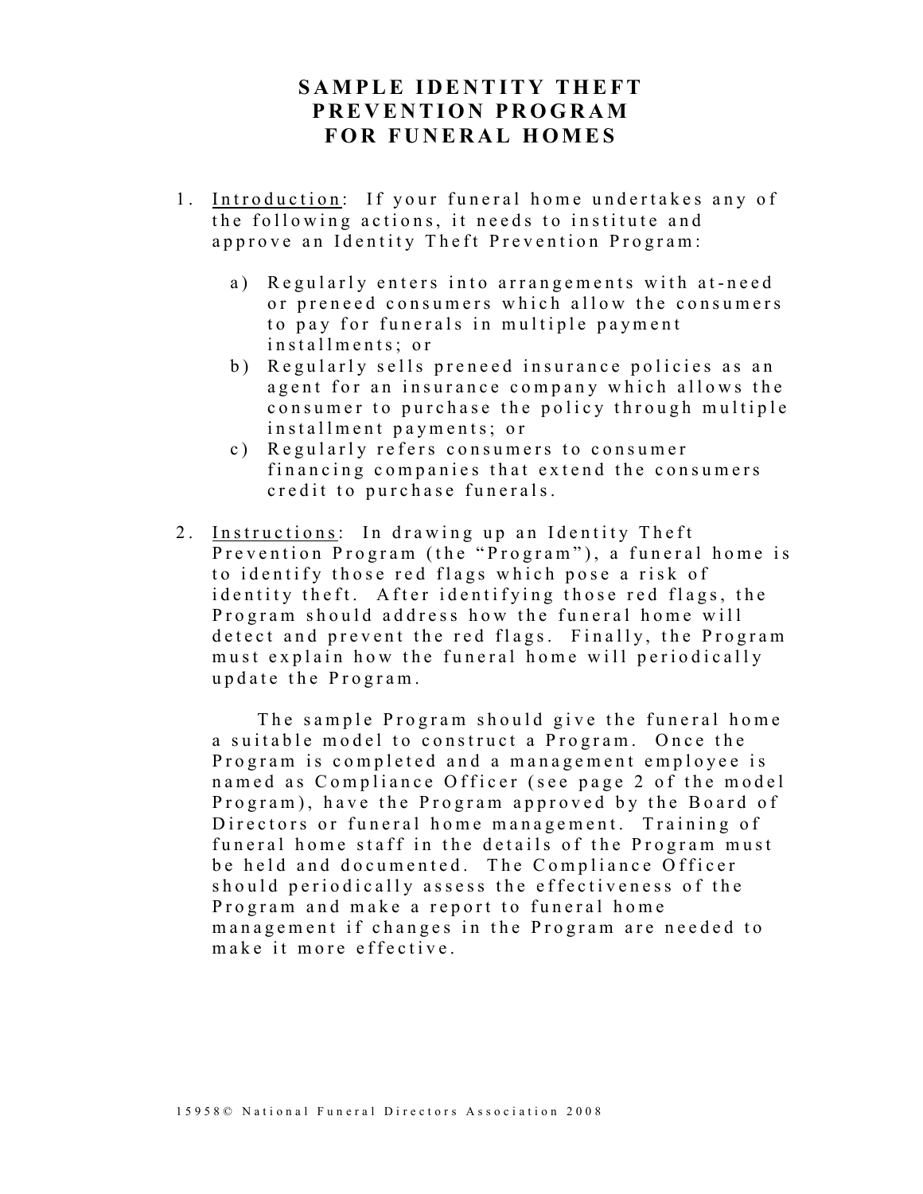# SAMPLE IDENTITY THEFT PREVENTION PROGRAM FOR FUNERAL HOMES

1. Introduction: If your funeral home undertakes any of the following actions, it needs to institute and approve an Identity Theft Prevention Program:

   a) Regularly enters into arrangements with at-need or preneed consumers which allow the consumers to pay for funerals in multiple payment installments; or
   b) Regularly sells preneed insurance policies as an agent for an insurance company which allows the consumer to purchase the policy through multiple installment payments; or
   c) Regularly refers consumers to consumer financing companies that extend the consumers credit to purchase funerals.

2. Instructions: In drawing up an Identity Theft Prevention Program (the "Program"), a funeral home is to identify those red flags which pose a risk of identity theft. After identifying those red flags, the Program should address how the funeral home will detect and prevent the red flags. Finally, the Program must explain how the funeral home will periodically update the Program.

   The sample Program should give the funeral home a suitable model to construct a Program. Once the Program is completed and a management employee is named as Compliance Officer (see page 2 of the model Program), have the Program approved by the Board of Directors or funeral home management. Training of funeral home staff in the details of the Program must be held and documented. The Compliance Officer should periodically assess the effectiveness of the Program and make a report to funeral home management if changes in the Program are needed to make it more effective.

15958© National Funeral Directors Association 2008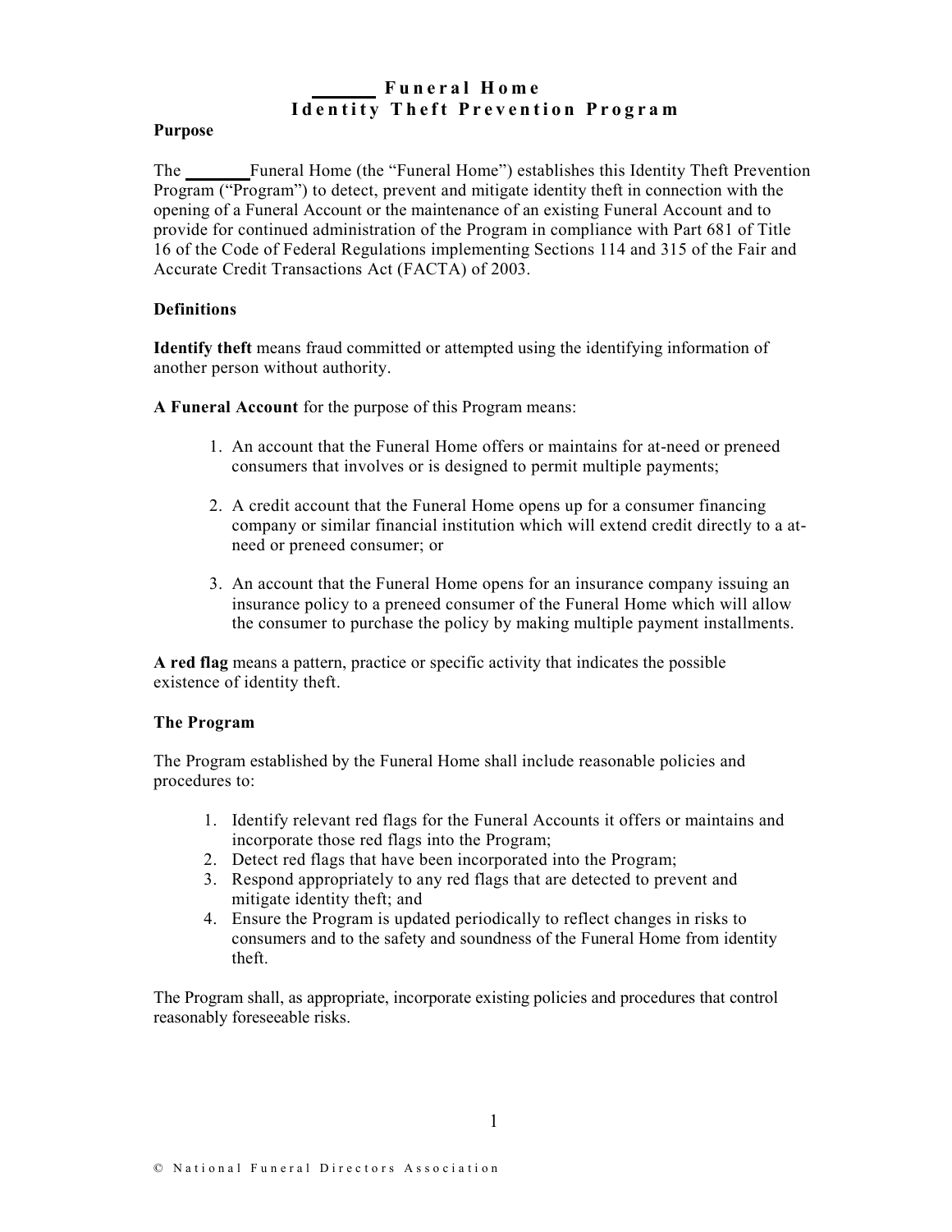# _______ Funeral Home
# Identity Theft Prevention Program

## Purpose

The _______ Funeral Home (the "Funeral Home") establishes this Identity Theft Prevention Program ("Program") to detect, prevent and mitigate identity theft in connection with the opening of a Funeral Account or the maintenance of an existing Funeral Account and to provide for continued administration of the Program in compliance with Part 681 of Title 16 of the Code of Federal Regulations implementing Sections 114 and 315 of the Fair and Accurate Credit Transactions Act (FACTA) of 2003.

## Definitions

**Identify theft** means fraud committed or attempted using the identifying information of another person without authority.

**A Funeral Account** for the purpose of this Program means:

1. An account that the Funeral Home offers or maintains for at-need or preneed consumers that involves or is designed to permit multiple payments;
2. A credit account that the Funeral Home opens up for a consumer financing company or similar financial institution which will extend credit directly to a at-need or preneed consumer; or
3. An account that the Funeral Home opens for an insurance company issuing an insurance policy to a preneed consumer of the Funeral Home which will allow the consumer to purchase the policy by making multiple payment installments.

**A red flag** means a pattern, practice or specific activity that indicates the possible existence of identity theft.

## The Program

The Program established by the Funeral Home shall include reasonable policies and procedures to:

1. Identify relevant red flags for the Funeral Accounts it offers or maintains and incorporate those red flags into the Program;
2. Detect red flags that have been incorporated into the Program;
3. Respond appropriately to any red flags that are detected to prevent and mitigate identity theft; and
4. Ensure the Program is updated periodically to reflect changes in risks to consumers and to the safety and soundness of the Funeral Home from identity theft.

The Program shall, as appropriate, incorporate existing policies and procedures that control reasonably foreseeable risks.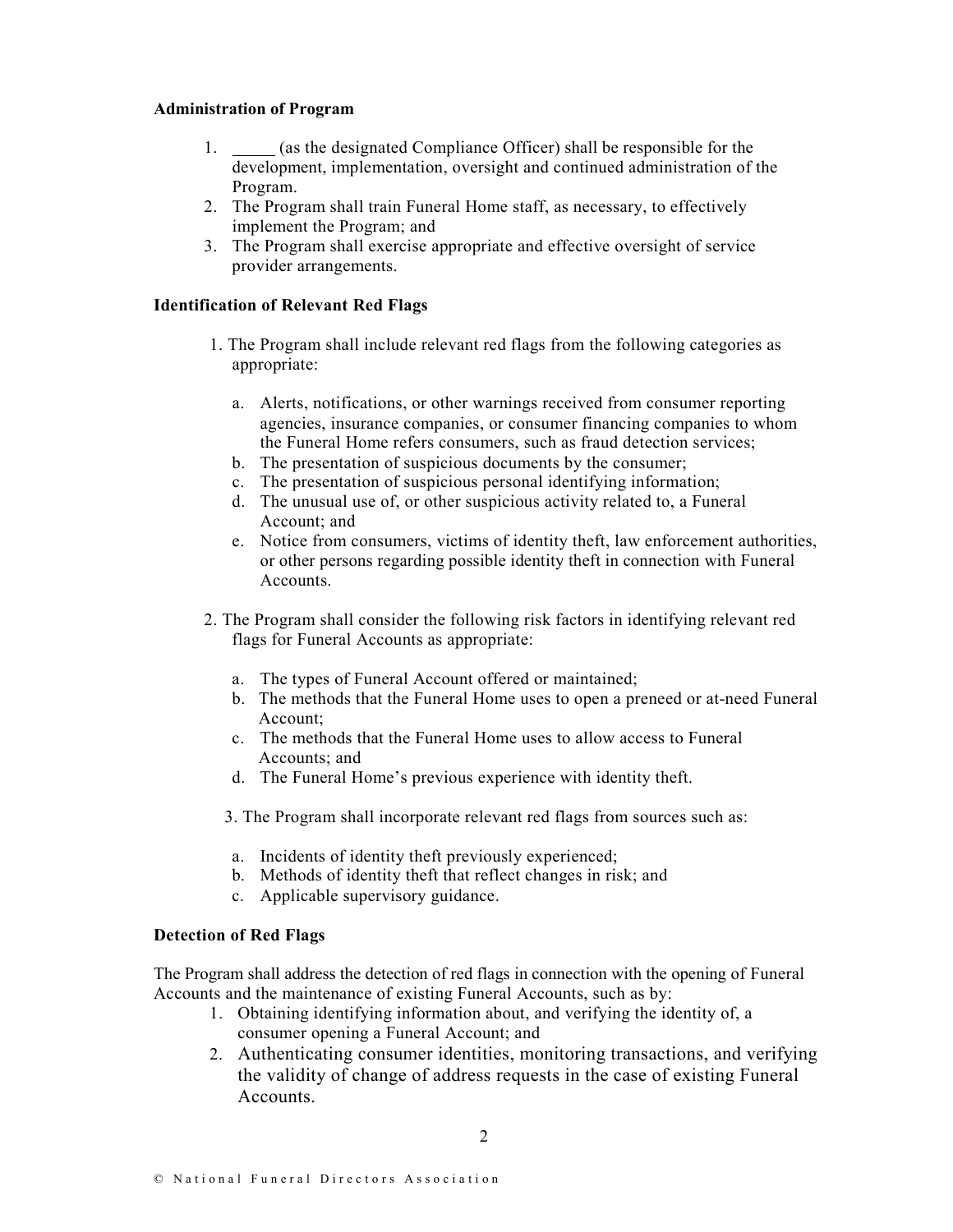**Administration of Program**

1. _____ (as the designated Compliance Officer) shall be responsible for the development, implementation, oversight and continued administration of the Program.
2. The Program shall train Funeral Home staff, as necessary, to effectively implement the Program; and
3. The Program shall exercise appropriate and effective oversight of service provider arrangements.

**Identification of Relevant Red Flags**

1. The Program shall include relevant red flags from the following categories as appropriate:

   a. Alerts, notifications, or other warnings received from consumer reporting agencies, insurance companies, or consumer financing companies to whom the Funeral Home refers consumers, such as fraud detection services;
   b. The presentation of suspicious documents by the consumer;
   c. The presentation of suspicious personal identifying information;
   d. The unusual use of, or other suspicious activity related to, a Funeral Account; and
   e. Notice from consumers, victims of identity theft, law enforcement authorities, or other persons regarding possible identity theft in connection with Funeral Accounts.

2. The Program shall consider the following risk factors in identifying relevant red flags for Funeral Accounts as appropriate:

   a. The types of Funeral Account offered or maintained;
   b. The methods that the Funeral Home uses to open a preneed or at-need Funeral Account;
   c. The methods that the Funeral Home uses to allow access to Funeral Accounts; and
   d. The Funeral Home's previous experience with identity theft.

3. The Program shall incorporate relevant red flags from sources such as:

   a. Incidents of identity theft previously experienced;
   b. Methods of identity theft that reflect changes in risk; and
   c. Applicable supervisory guidance.

**Detection of Red Flags**

The Program shall address the detection of red flags in connection with the opening of Funeral Accounts and the maintenance of existing Funeral Accounts, such as by:

1. Obtaining identifying information about, and verifying the identity of, a consumer opening a Funeral Account; and
2. Authenticating consumer identities, monitoring transactions, and verifying the validity of change of address requests in the case of existing Funeral Accounts.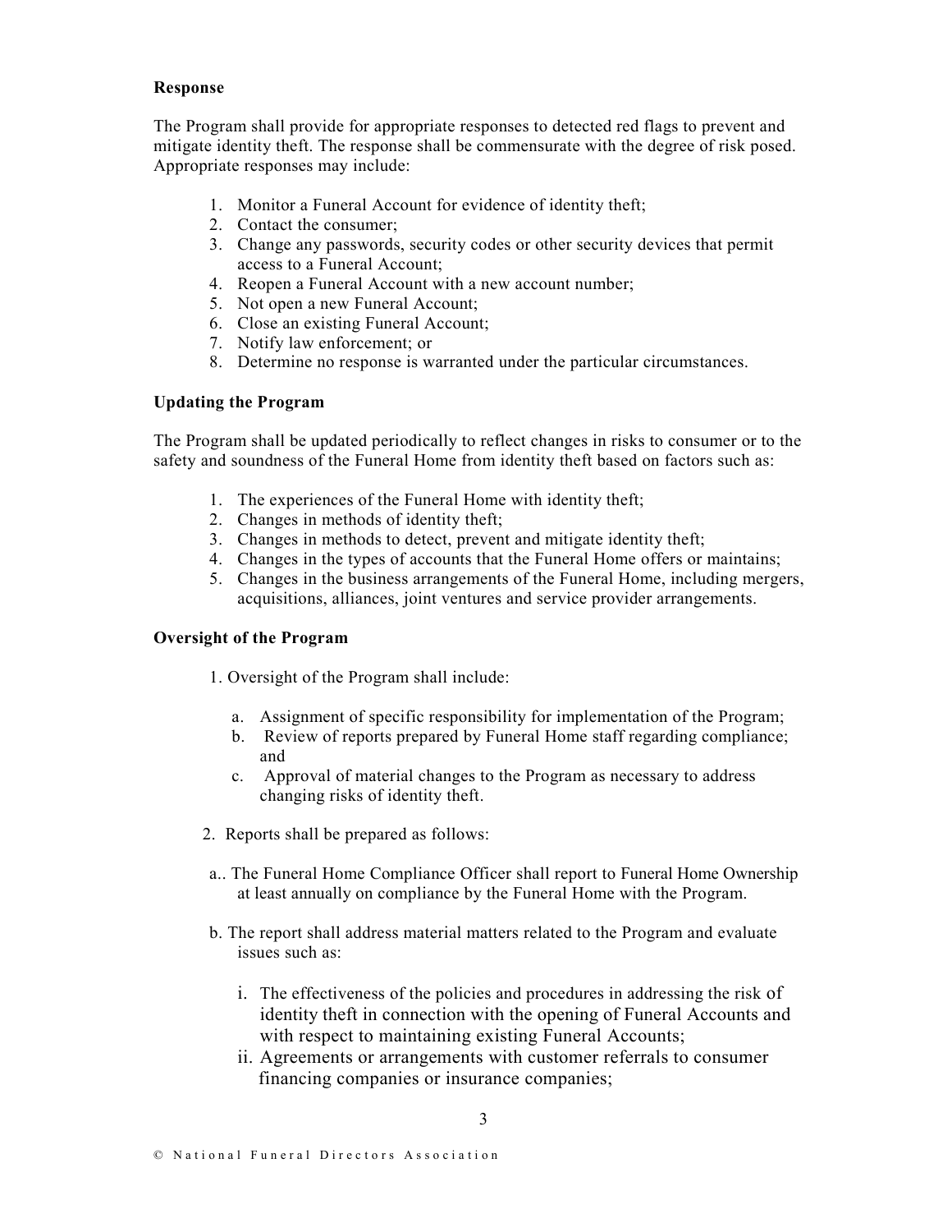**Response**

The Program shall provide for appropriate responses to detected red flags to prevent and mitigate identity theft. The response shall be commensurate with the degree of risk posed. Appropriate responses may include:

1. Monitor a Funeral Account for evidence of identity theft;
2. Contact the consumer;
3. Change any passwords, security codes or other security devices that permit access to a Funeral Account;
4. Reopen a Funeral Account with a new account number;
5. Not open a new Funeral Account;
6. Close an existing Funeral Account;
7. Notify law enforcement; or
8. Determine no response is warranted under the particular circumstances.

**Updating the Program**

The Program shall be updated periodically to reflect changes in risks to consumer or to the safety and soundness of the Funeral Home from identity theft based on factors such as:

1. The experiences of the Funeral Home with identity theft;
2. Changes in methods of identity theft;
3. Changes in methods to detect, prevent and mitigate identity theft;
4. Changes in the types of accounts that the Funeral Home offers or maintains;
5. Changes in the business arrangements of the Funeral Home, including mergers, acquisitions, alliances, joint ventures and service provider arrangements.

**Oversight of the Program**

1. Oversight of the Program shall include:

   a. Assignment of specific responsibility for implementation of the Program;
   b. Review of reports prepared by Funeral Home staff regarding compliance; and
   c. Approval of material changes to the Program as necessary to address changing risks of identity theft.

2. Reports shall be prepared as follows:

   a.. The Funeral Home Compliance Officer shall report to Funeral Home Ownership at least annually on compliance by the Funeral Home with the Program.

   b. The report shall address material matters related to the Program and evaluate issues such as:

      i. The effectiveness of the policies and procedures in addressing the risk of identity theft in connection with the opening of Funeral Accounts and with respect to maintaining existing Funeral Accounts;
      ii. Agreements or arrangements with customer referrals to consumer financing companies or insurance companies;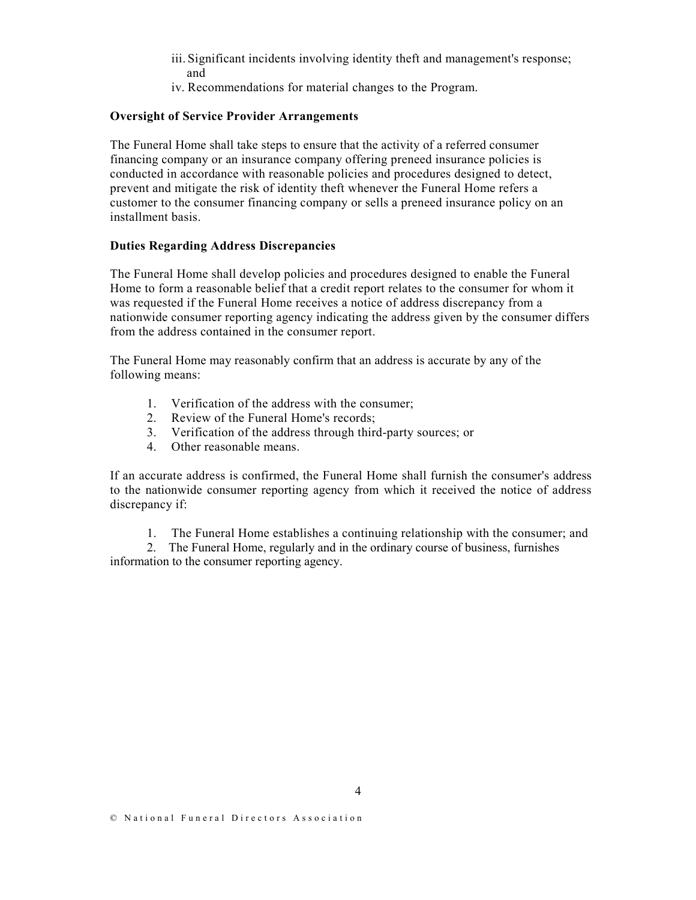iii. Significant incidents involving identity theft and management's response; and
iv. Recommendations for material changes to the Program.

**Oversight of Service Provider Arrangements**

The Funeral Home shall take steps to ensure that the activity of a referred consumer financing company or an insurance company offering preneed insurance policies is conducted in accordance with reasonable policies and procedures designed to detect, prevent and mitigate the risk of identity theft whenever the Funeral Home refers a customer to the consumer financing company or sells a preneed insurance policy on an installment basis.

**Duties Regarding Address Discrepancies**

The Funeral Home shall develop policies and procedures designed to enable the Funeral Home to form a reasonable belief that a credit report relates to the consumer for whom it was requested if the Funeral Home receives a notice of address discrepancy from a nationwide consumer reporting agency indicating the address given by the consumer differs from the address contained in the consumer report.

The Funeral Home may reasonably confirm that an address is accurate by any of the following means:

1. Verification of the address with the consumer;
2. Review of the Funeral Home's records;
3. Verification of the address through third-party sources; or
4. Other reasonable means.

If an accurate address is confirmed, the Funeral Home shall furnish the consumer's address to the nationwide consumer reporting agency from which it received the notice of address discrepancy if:

1. The Funeral Home establishes a continuing relationship with the consumer; and
2. The Funeral Home, regularly and in the ordinary course of business, furnishes information to the consumer reporting agency.

© National Funeral Directors Association